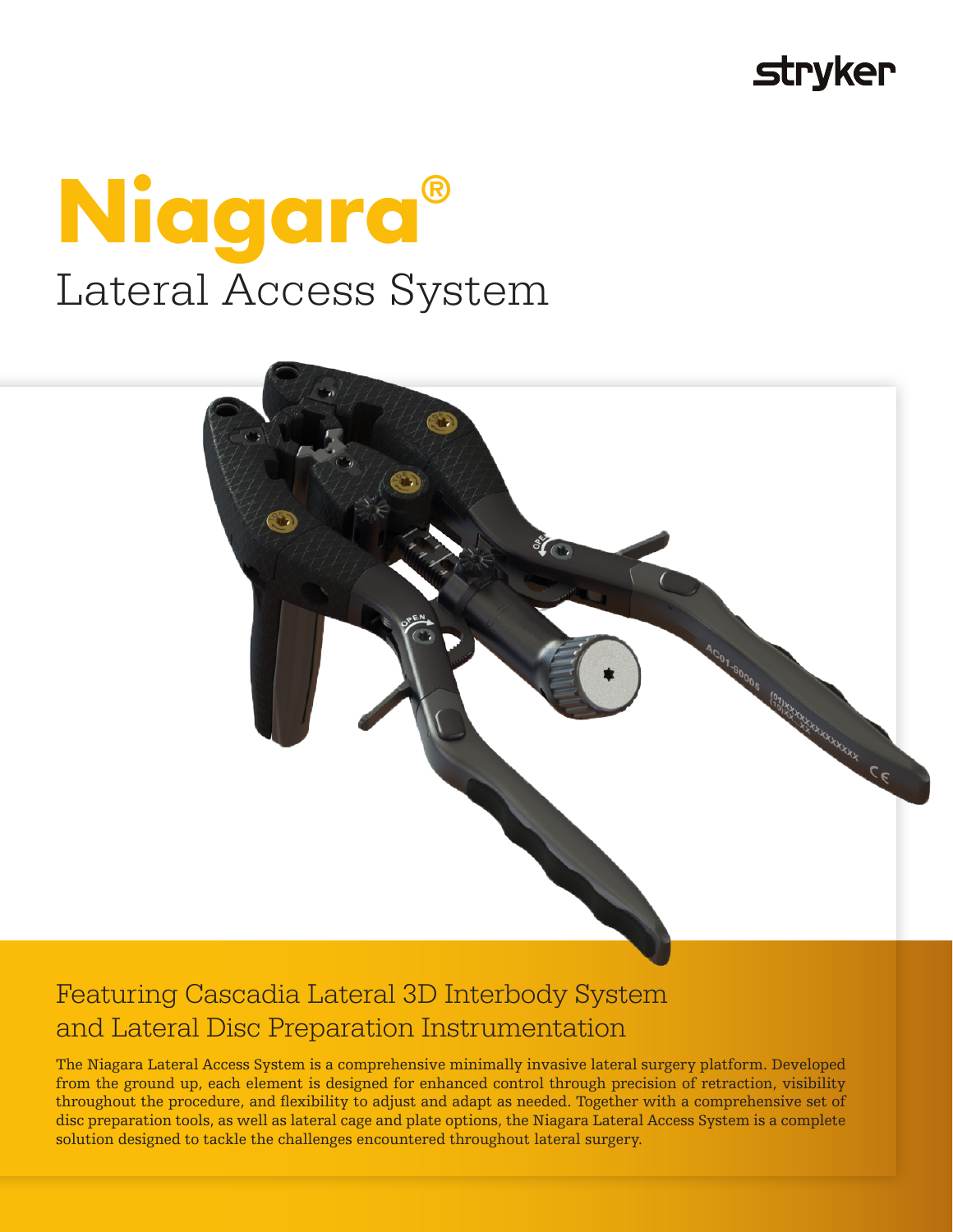stryker

# Niagara®

## Lateral Access System

### Featuring Cascadia Lateral 3D Interbody System and Lateral Disc Preparation Instrumentation

The Niagara Lateral Access System is a comprehensive minimally invasive lateral surgery platform. Developed from the ground up, each element is designed for enhanced control through precision of retraction, visibility throughout the procedure, and flexibility to adjust and adapt as needed. Together with a comprehensive set of disc preparation tools, as well as lateral cage and plate options, the Niagara Lateral Access System is a complete solution designed to tackle the challenges encountered throughout lateral surgery.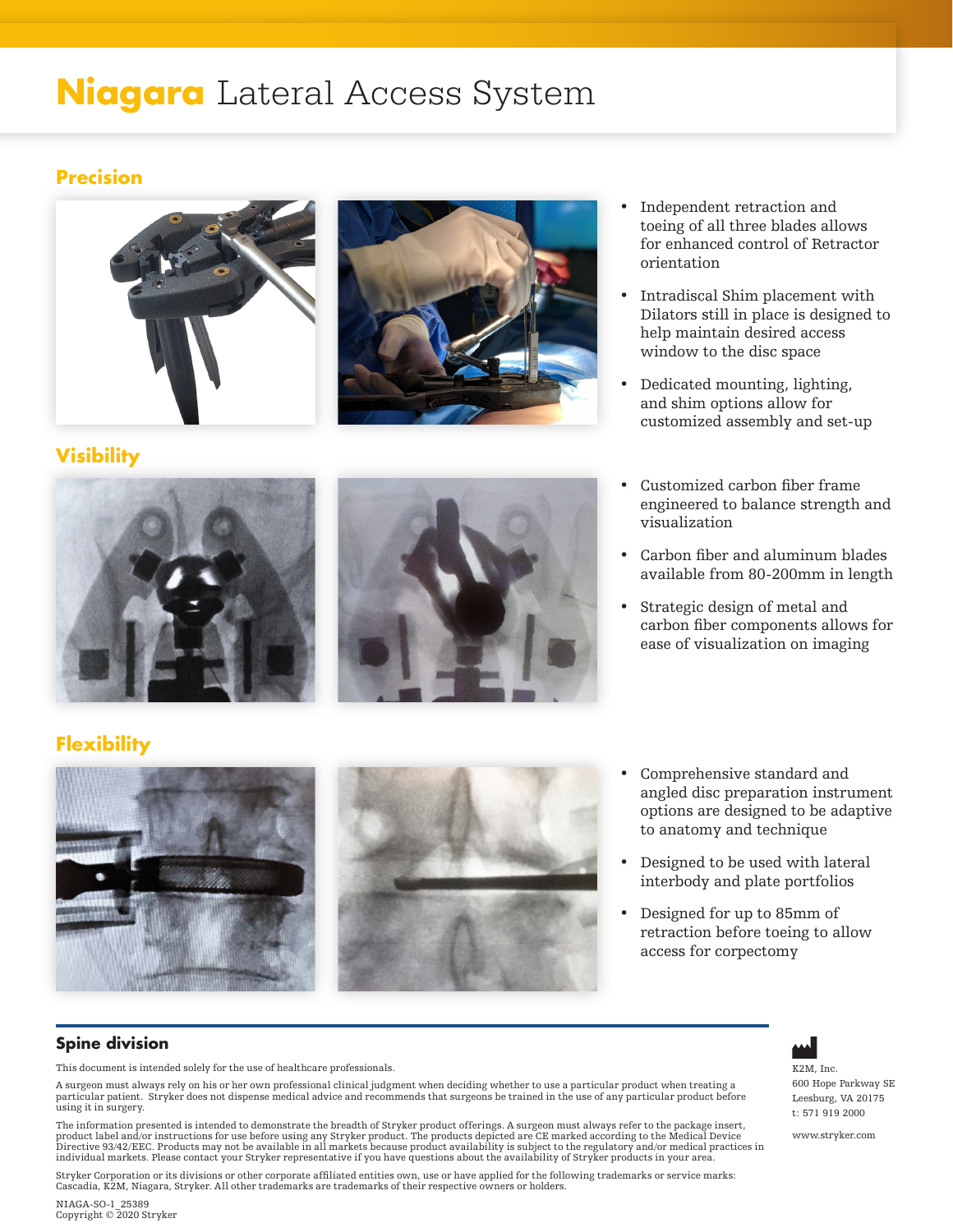# **Niagara** Lateral Access System

## Precision

- Independent retraction and toeing of all three blades allows for enhanced control of Retractor orientation
- Intradiscal Shim placement with Dilators still in place is designed to help maintain desired access window to the disc space
- Dedicated mounting, lighting, and shim options allow for customized assembly and set-up

## Visibility

- Customized carbon fiber frame engineered to balance strength and visualization
- Carbon fiber and aluminum blades available from 80-200mm in length
- Strategic design of metal and carbon fiber components allows for ease of visualization on imaging

## Flexibility

- Comprehensive standard and angled disc preparation instrument options are designed to be adaptive to anatomy and technique
- Designed to be used with lateral interbody and plate portfolios
- Designed for up to 85mm of retraction before toeing to allow access for corpectomy

### Spine division

This document is intended solely for the use of healthcare professionals.

A surgeon must always rely on his or her own professional clinical judgment when deciding whether to use a particular product when treating a particular patient. Stryker does not dispense medical advice and recommends that surgeons be trained in the use of any particular product before using it in surgery.

The information presented is intended to demonstrate the breadth of Stryker product offerings. A surgeon must always refer to the package insert, product label and/or instructions for use before using any Stryker product. The products depicted are CE marked according to the Medical Device Directive 93/42/EEC. Products may not be available in all markets because product availability is subject to the regulatory and/or medical practices in individual markets. Please contact your Stryker representative if you have questions about the availability of Stryker products in your area.

Stryker Corporation or its divisions or other corporate affiliated entities own, use or have applied for the following trademarks or service marks: Cascadia, K2M, Niagara, Stryker. All other trademarks are trademarks of their respective owners or holders.

NIAGA-SO-1_25389
Copyright © 2020 Stryker

K2M, Inc.
600 Hope Parkway SE
Leesburg, VA 20175
t: 571 919 2000

www.stryker.com